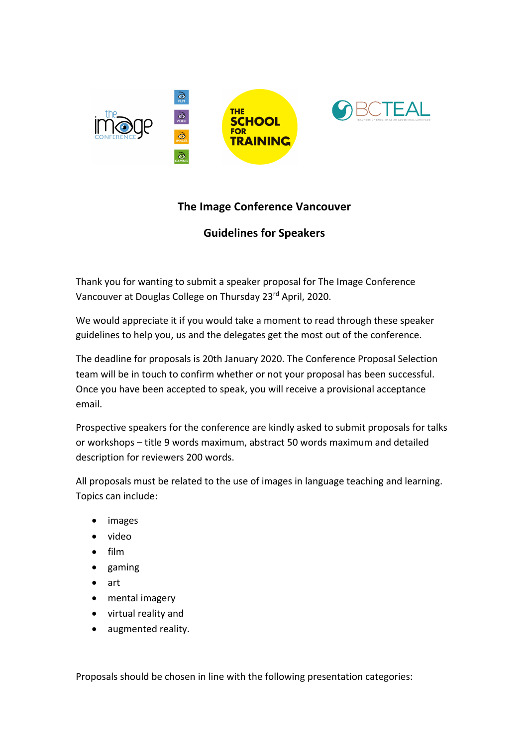## The Image Conference Vancouver

## Guidelines for Speakers

Thank you for wanting to submit a speaker proposal for The Image Conference Vancouver at Douglas College on Thursday 23rd April, 2020.

We would appreciate it if you would take a moment to read through these speaker guidelines to help you, us and the delegates get the most out of the conference.

The deadline for proposals is 20th January 2020. The Conference Proposal Selection team will be in touch to confirm whether or not your proposal has been successful. Once you have been accepted to speak, you will receive a provisional acceptance email.

Prospective speakers for the conference are kindly asked to submit proposals for talks or workshops – title 9 words maximum, abstract 50 words maximum and detailed description for reviewers 200 words.

All proposals must be related to the use of images in language teaching and learning. Topics can include:

- images
- video
- film
- gaming
- art
- mental imagery
- virtual reality and
- augmented reality.

Proposals should be chosen in line with the following presentation categories: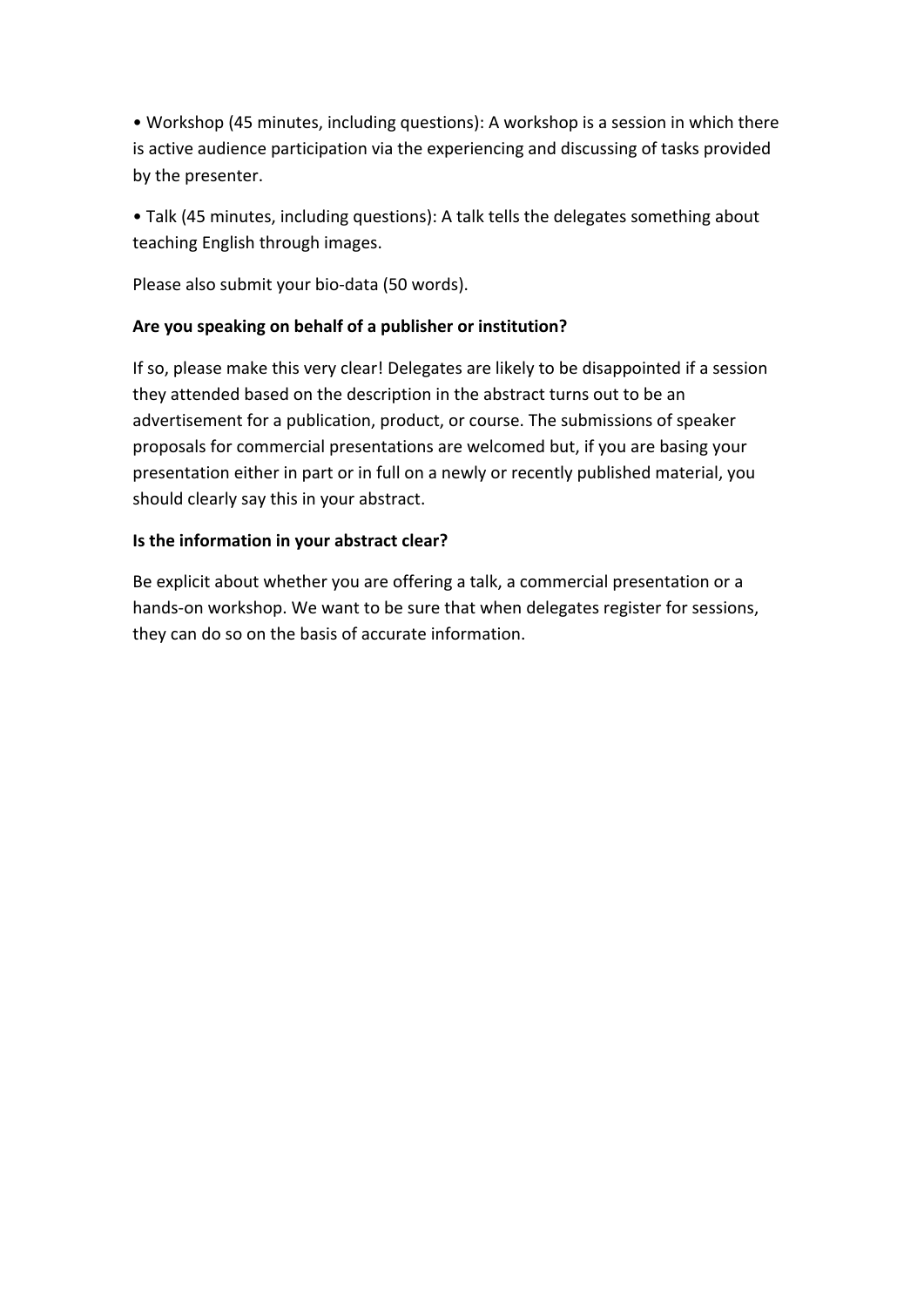- Workshop (45 minutes, including questions): A workshop is a session in which there is active audience participation via the experiencing and discussing of tasks provided by the presenter.

- Talk (45 minutes, including questions): A talk tells the delegates something about teaching English through images.

Please also submit your bio-data (50 words).

**Are you speaking on behalf of a publisher or institution?**

If so, please make this very clear! Delegates are likely to be disappointed if a session they attended based on the description in the abstract turns out to be an advertisement for a publication, product, or course. The submissions of speaker proposals for commercial presentations are welcomed but, if you are basing your presentation either in part or in full on a newly or recently published material, you should clearly say this in your abstract.

**Is the information in your abstract clear?**

Be explicit about whether you are offering a talk, a commercial presentation or a hands-on workshop. We want to be sure that when delegates register for sessions, they can do so on the basis of accurate information.